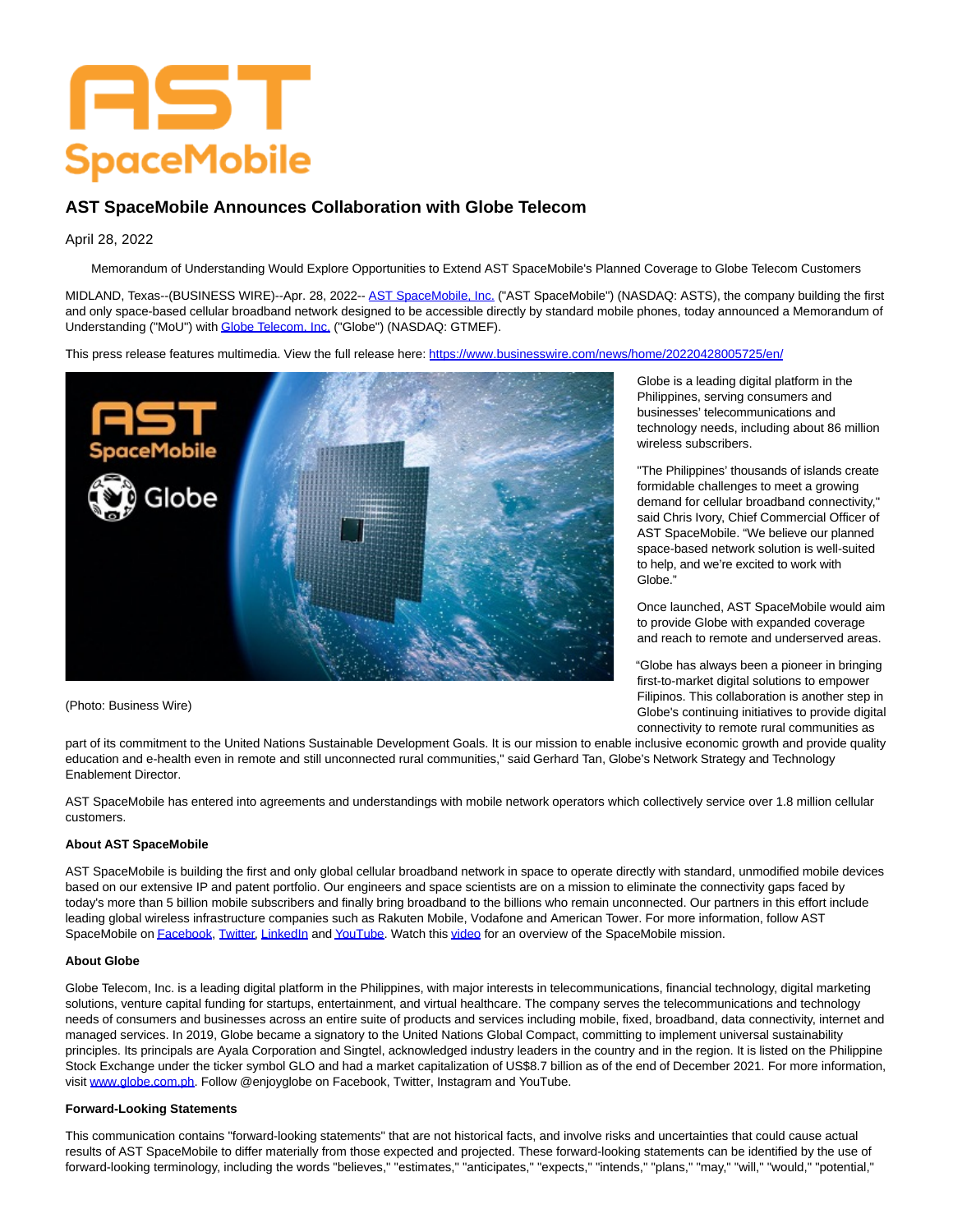# AST SpaceMobile Announces Collaboration with Globe Telecom

April 28, 2022

Memorandum of Understanding Would Explore Opportunities to Extend AST SpaceMobile's Planned Coverage to Globe Telecom Customers

MIDLAND, Texas--(BUSINESS WIRE)--Apr. 28, 2022-- AST SpaceMobile, Inc. ("AST SpaceMobile") (NASDAQ: ASTS), the company building the first and only space-based cellular broadband network designed to be accessible directly by standard mobile phones, today announced a Memorandum of Understanding ("MoU") with Globe Telecom, Inc. ("Globe") (NASDAQ: GTMEF).

This press release features multimedia. View the full release here: https://www.businesswire.com/news/home/20220428005725/en/

(Photo: Business Wire)

Globe is a leading digital platform in the Philippines, serving consumers and businesses' telecommunications and technology needs, including about 86 million wireless subscribers.

"The Philippines' thousands of islands create formidable challenges to meet a growing demand for cellular broadband connectivity," said Chris Ivory, Chief Commercial Officer of AST SpaceMobile. "We believe our planned space-based network solution is well-suited to help, and we're excited to work with Globe."

Once launched, AST SpaceMobile would aim to provide Globe with expanded coverage and reach to remote and underserved areas.

"Globe has always been a pioneer in bringing first-to-market digital solutions to empower Filipinos. This collaboration is another step in Globe's continuing initiatives to provide digital connectivity to remote rural communities as part of its commitment to the United Nations Sustainable Development Goals. It is our mission to enable inclusive economic growth and provide quality education and e-health even in remote and still unconnected rural communities," said Gerhard Tan, Globe's Network Strategy and Technology Enablement Director.

AST SpaceMobile has entered into agreements and understandings with mobile network operators which collectively service over 1.8 million cellular customers.

**About AST SpaceMobile**

AST SpaceMobile is building the first and only global cellular broadband network in space to operate directly with standard, unmodified mobile devices based on our extensive IP and patent portfolio. Our engineers and space scientists are on a mission to eliminate the connectivity gaps faced by today's more than 5 billion mobile subscribers and finally bring broadband to the billions who remain unconnected. Our partners in this effort include leading global wireless infrastructure companies such as Rakuten Mobile, Vodafone and American Tower. For more information, follow AST SpaceMobile on Facebook, Twitter, LinkedIn and YouTube. Watch this video for an overview of the SpaceMobile mission.

**About Globe**

Globe Telecom, Inc. is a leading digital platform in the Philippines, with major interests in telecommunications, financial technology, digital marketing solutions, venture capital funding for startups, entertainment, and virtual healthcare. The company serves the telecommunications and technology needs of consumers and businesses across an entire suite of products and services including mobile, fixed, broadband, data connectivity, internet and managed services. In 2019, Globe became a signatory to the United Nations Global Compact, committing to implement universal sustainability principles. Its principals are Ayala Corporation and Singtel, acknowledged industry leaders in the country and in the region. It is listed on the Philippine Stock Exchange under the ticker symbol GLO and had a market capitalization of US$8.7 billion as of the end of December 2021. For more information, visit www.globe.com.ph. Follow @enjoyglobe on Facebook, Twitter, Instagram and YouTube.

**Forward-Looking Statements**

This communication contains "forward-looking statements" that are not historical facts, and involve risks and uncertainties that could cause actual results of AST SpaceMobile to differ materially from those expected and projected. These forward-looking statements can be identified by the use of forward-looking terminology, including the words "believes," "estimates," "anticipates," "expects," "intends," "plans," "may," "will," "would," "potential,"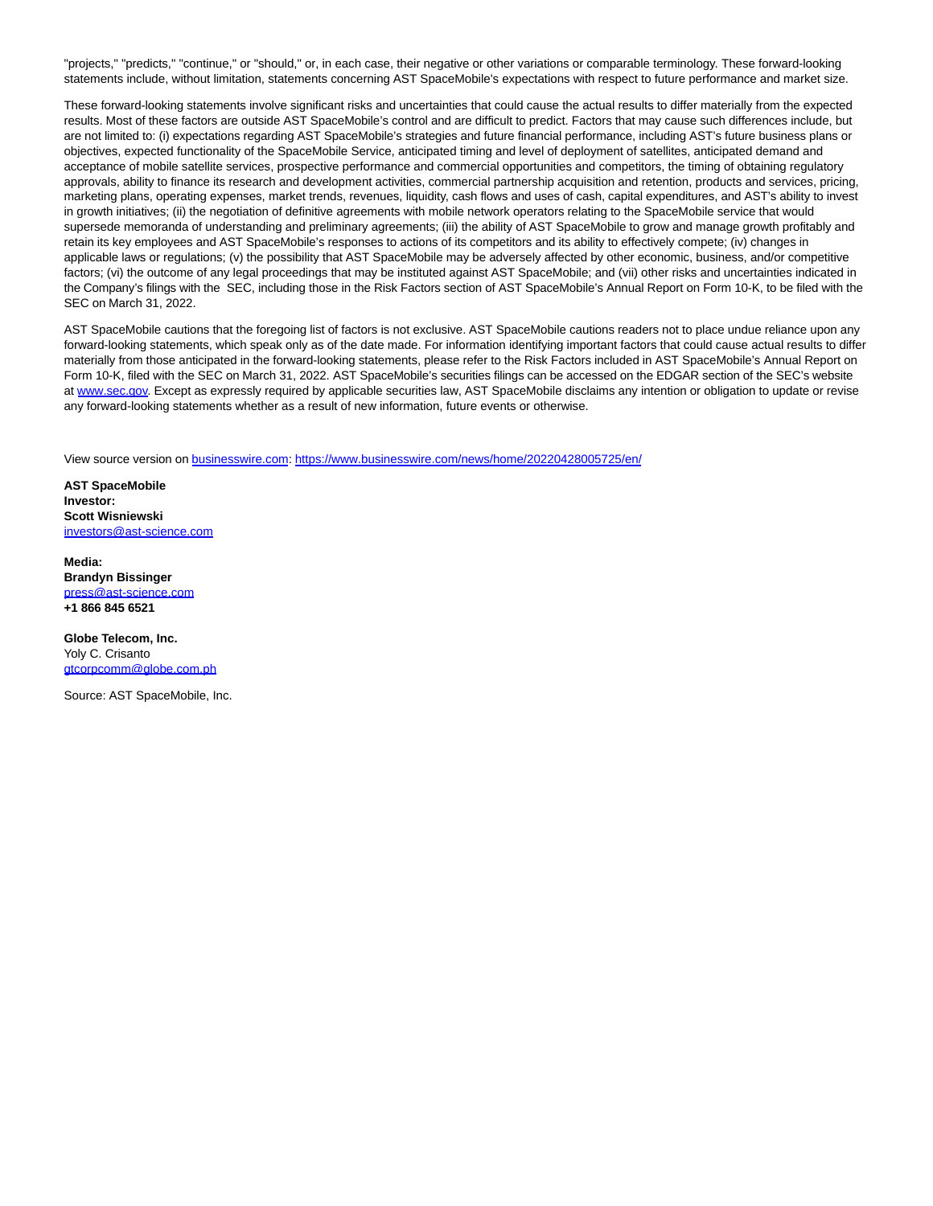"projects," "predicts," "continue," or "should," or, in each case, their negative or other variations or comparable terminology. These forward-looking statements include, without limitation, statements concerning AST SpaceMobile's expectations with respect to future performance and market size.

These forward-looking statements involve significant risks and uncertainties that could cause the actual results to differ materially from the expected results. Most of these factors are outside AST SpaceMobile's control and are difficult to predict. Factors that may cause such differences include, but are not limited to: (i) expectations regarding AST SpaceMobile's strategies and future financial performance, including AST's future business plans or objectives, expected functionality of the SpaceMobile Service, anticipated timing and level of deployment of satellites, anticipated demand and acceptance of mobile satellite services, prospective performance and commercial opportunities and competitors, the timing of obtaining regulatory approvals, ability to finance its research and development activities, commercial partnership acquisition and retention, products and services, pricing, marketing plans, operating expenses, market trends, revenues, liquidity, cash flows and uses of cash, capital expenditures, and AST's ability to invest in growth initiatives; (ii) the negotiation of definitive agreements with mobile network operators relating to the SpaceMobile service that would supersede memoranda of understanding and preliminary agreements; (iii) the ability of AST SpaceMobile to grow and manage growth profitably and retain its key employees and AST SpaceMobile's responses to actions of its competitors and its ability to effectively compete; (iv) changes in applicable laws or regulations; (v) the possibility that AST SpaceMobile may be adversely affected by other economic, business, and/or competitive factors; (vi) the outcome of any legal proceedings that may be instituted against AST SpaceMobile; and (vii) other risks and uncertainties indicated in the Company's filings with the SEC, including those in the Risk Factors section of AST SpaceMobile's Annual Report on Form 10-K, to be filed with the SEC on March 31, 2022.

AST SpaceMobile cautions that the foregoing list of factors is not exclusive. AST SpaceMobile cautions readers not to place undue reliance upon any forward-looking statements, which speak only as of the date made. For information identifying important factors that could cause actual results to differ materially from those anticipated in the forward-looking statements, please refer to the Risk Factors included in AST SpaceMobile's Annual Report on Form 10-K, filed with the SEC on March 31, 2022. AST SpaceMobile's securities filings can be accessed on the EDGAR section of the SEC's website at www.sec.gov. Except as expressly required by applicable securities law, AST SpaceMobile disclaims any intention or obligation to update or revise any forward-looking statements whether as a result of new information, future events or otherwise.

View source version on businesswire.com: https://www.businesswire.com/news/home/20220428005725/en/

**AST SpaceMobile**
**Investor:**
**Scott Wisniewski**
investors@ast-science.com

**Media:**
**Brandyn Bissinger**
press@ast-science.com
**+1 866 845 6521**

**Globe Telecom, Inc.**
Yoly C. Crisanto
gtcorpcomm@globe.com.ph

Source: AST SpaceMobile, Inc.